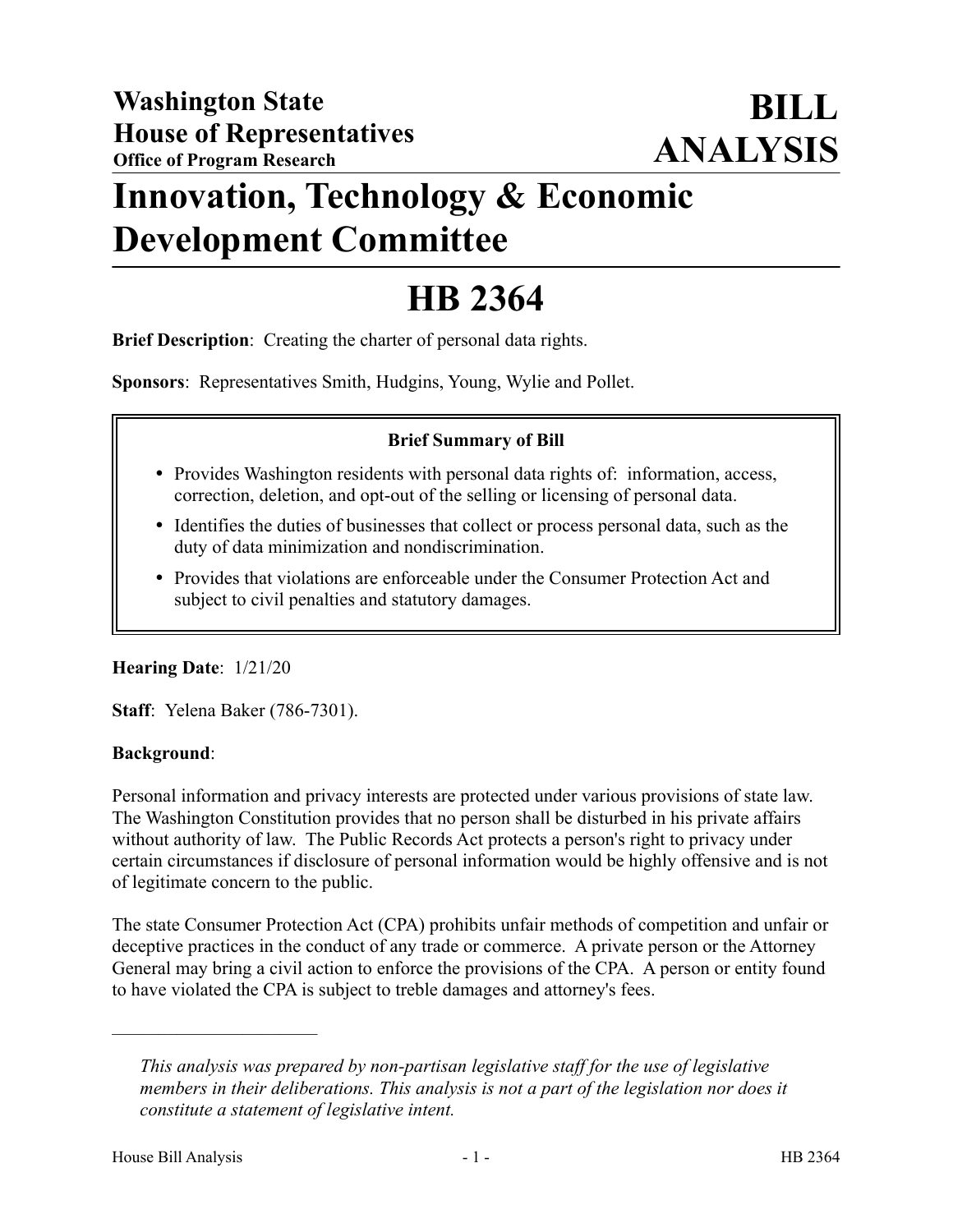**Washington State**
**House of Representatives**
**Office of Program Research**

# BILL ANALYSIS

# Innovation, Technology & Economic Development Committee

# HB 2364

**Brief Description**: Creating the charter of personal data rights.

**Sponsors**: Representatives Smith, Hudgins, Young, Wylie and Pollet.

**Brief Summary of Bill**

- Provides Washington residents with personal data rights of: information, access, correction, deletion, and opt-out of the selling or licensing of personal data.
- Identifies the duties of businesses that collect or process personal data, such as the duty of data minimization and nondiscrimination.
- Provides that violations are enforceable under the Consumer Protection Act and subject to civil penalties and statutory damages.

**Hearing Date**: 1/21/20

**Staff**: Yelena Baker (786-7301).

**Background**:

Personal information and privacy interests are protected under various provisions of state law. The Washington Constitution provides that no person shall be disturbed in his private affairs without authority of law. The Public Records Act protects a person's right to privacy under certain circumstances if disclosure of personal information would be highly offensive and is not of legitimate concern to the public.

The state Consumer Protection Act (CPA) prohibits unfair methods of competition and unfair or deceptive practices in the conduct of any trade or commerce. A private person or the Attorney General may bring a civil action to enforce the provisions of the CPA. A person or entity found to have violated the CPA is subject to treble damages and attorney's fees.

---

*This analysis was prepared by non-partisan legislative staff for the use of legislative members in their deliberations. This analysis is not a part of the legislation nor does it constitute a statement of legislative intent.*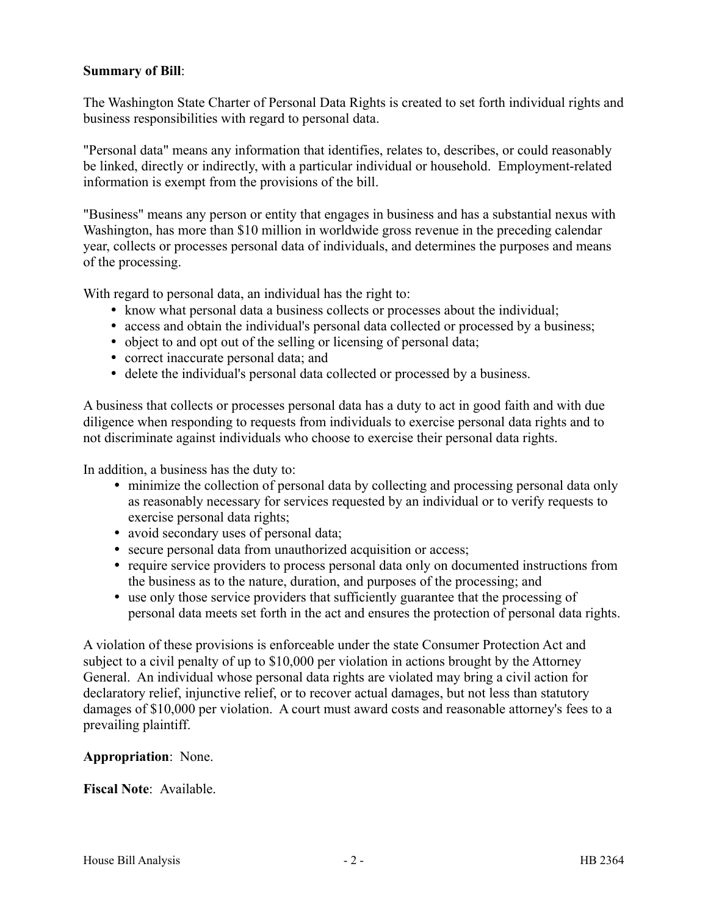**Summary of Bill**:

The Washington State Charter of Personal Data Rights is created to set forth individual rights and business responsibilities with regard to personal data.

"Personal data" means any information that identifies, relates to, describes, or could reasonably be linked, directly or indirectly, with a particular individual or household. Employment-related information is exempt from the provisions of the bill.

"Business" means any person or entity that engages in business and has a substantial nexus with Washington, has more than $10 million in worldwide gross revenue in the preceding calendar year, collects or processes personal data of individuals, and determines the purposes and means of the processing.

With regard to personal data, an individual has the right to:

- know what personal data a business collects or processes about the individual;
- access and obtain the individual's personal data collected or processed by a business;
- object to and opt out of the selling or licensing of personal data;
- correct inaccurate personal data; and
- delete the individual's personal data collected or processed by a business.

A business that collects or processes personal data has a duty to act in good faith and with due diligence when responding to requests from individuals to exercise personal data rights and to not discriminate against individuals who choose to exercise their personal data rights.

In addition, a business has the duty to:

- minimize the collection of personal data by collecting and processing personal data only as reasonably necessary for services requested by an individual or to verify requests to exercise personal data rights;
- avoid secondary uses of personal data;
- secure personal data from unauthorized acquisition or access;
- require service providers to process personal data only on documented instructions from the business as to the nature, duration, and purposes of the processing; and
- use only those service providers that sufficiently guarantee that the processing of personal data meets set forth in the act and ensures the protection of personal data rights.

A violation of these provisions is enforceable under the state Consumer Protection Act and subject to a civil penalty of up to $10,000 per violation in actions brought by the Attorney General. An individual whose personal data rights are violated may bring a civil action for declaratory relief, injunctive relief, or to recover actual damages, but not less than statutory damages of $10,000 per violation. A court must award costs and reasonable attorney's fees to a prevailing plaintiff.

**Appropriation**: None.

**Fiscal Note**: Available.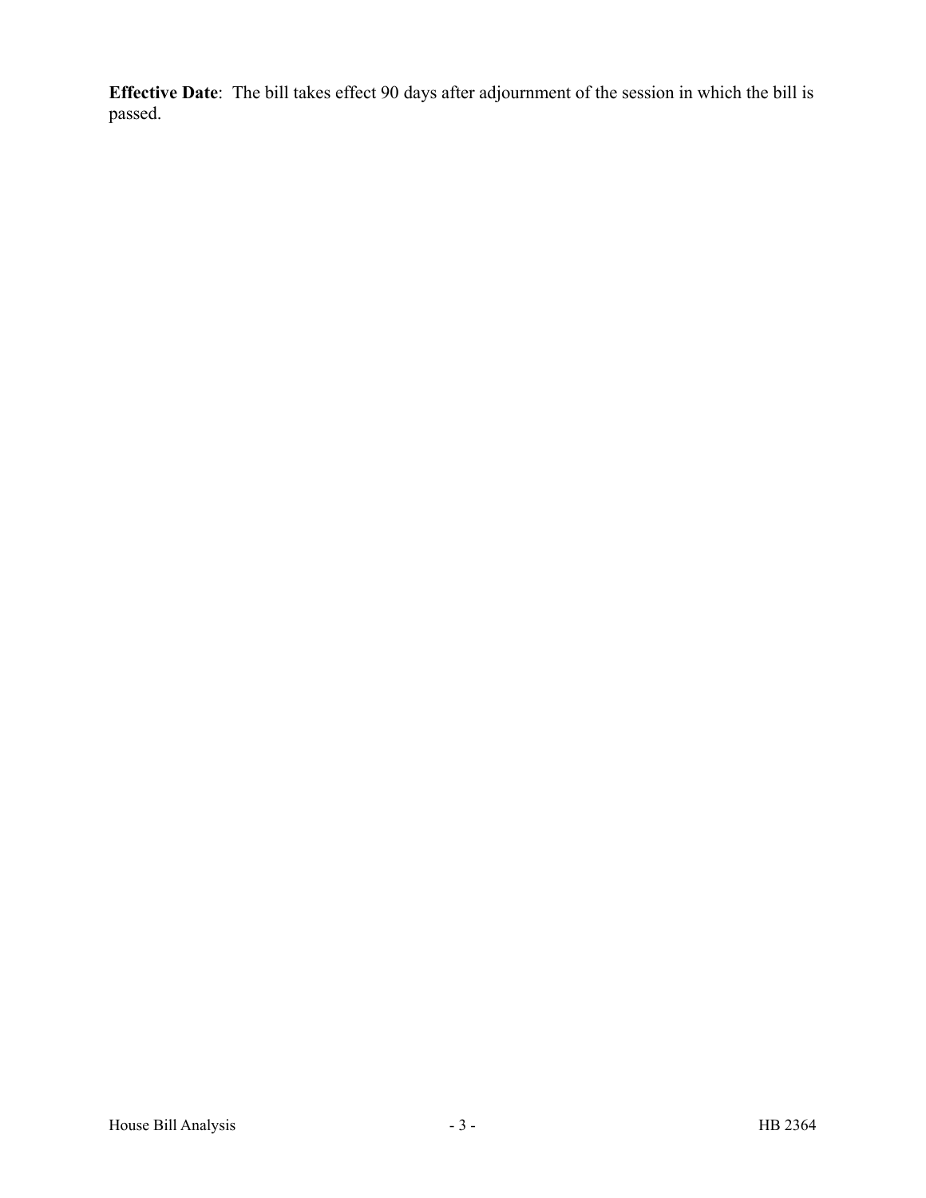**Effective Date**: The bill takes effect 90 days after adjournment of the session in which the bill is passed.